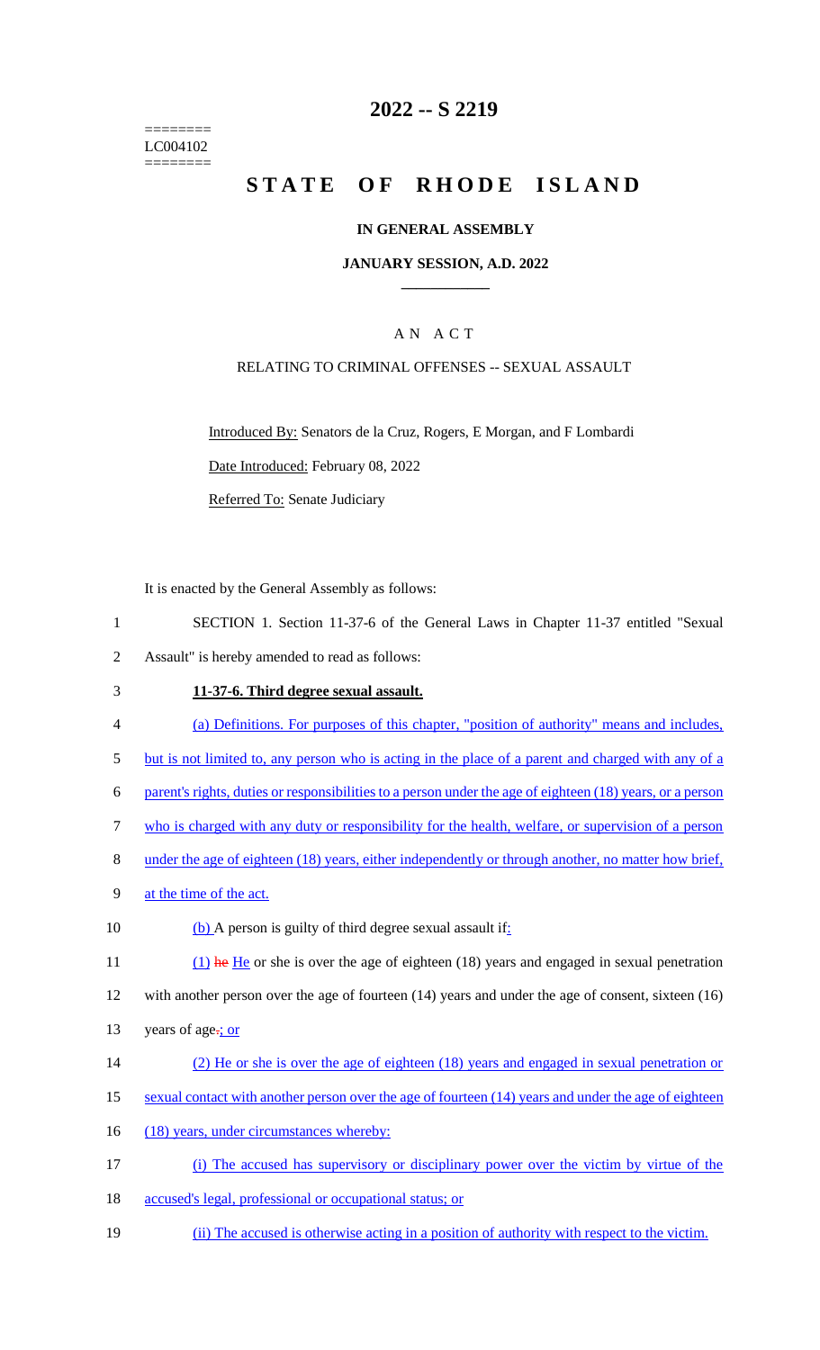========
LC004102
========

# 2022 -- S 2219

# STATE OF RHODE ISLAND

## IN GENERAL ASSEMBLY

### JANUARY SESSION, A.D. 2022

### A N A C T

RELATING TO CRIMINAL OFFENSES -- SEXUAL ASSAULT

Introduced By: Senators de la Cruz, Rogers, E Morgan, and F Lombardi

Date Introduced: February 08, 2022

Referred To: Senate Judiciary

It is enacted by the General Assembly as follows:

1 SECTION 1. Section 11-37-6 of the General Laws in Chapter 11-37 entitled "Sexual
2 Assault" is hereby amended to read as follows:

3 **11-37-6. Third degree sexual assault.**

4 (a) Definitions. For purposes of this chapter, "position of authority" means and includes,
5 but is not limited to, any person who is acting in the place of a parent and charged with any of a
6 parent's rights, duties or responsibilities to a person under the age of eighteen (18) years, or a person
7 who is charged with any duty or responsibility for the health, welfare, or supervision of a person
8 under the age of eighteen (18) years, either independently or through another, no matter how brief,
9 at the time of the act.

10 (b) A person is guilty of third degree sexual assault if:

11 (1) ~~he~~ He or she is over the age of eighteen (18) years and engaged in sexual penetration
12 with another person over the age of fourteen (14) years and under the age of consent, sixteen (16)
13 years of age~~.~~; or

14 (2) He or she is over the age of eighteen (18) years and engaged in sexual penetration or
15 sexual contact with another person over the age of fourteen (14) years and under the age of eighteen
16 (18) years, under circumstances whereby:

17 (i) The accused has supervisory or disciplinary power over the victim by virtue of the
18 accused's legal, professional or occupational status; or

19 (ii) The accused is otherwise acting in a position of authority with respect to the victim.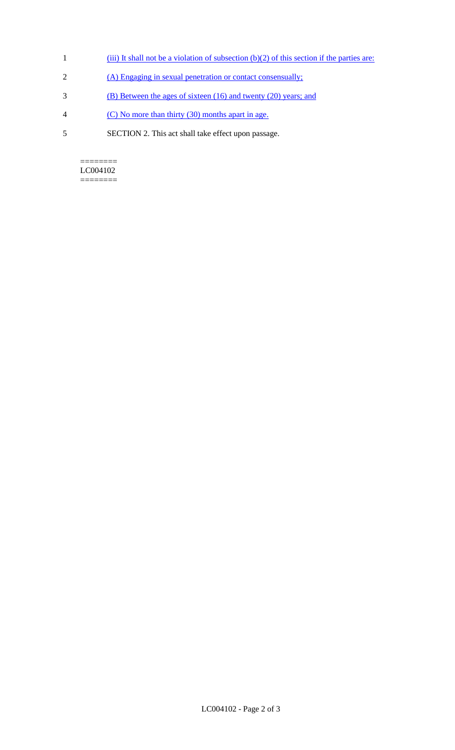(iii) It shall not be a violation of subsection (b)(2) of this section if the parties are:

(A) Engaging in sexual penetration or contact consensually;

(B) Between the ages of sixteen (16) and twenty (20) years; and

(C) No more than thirty (30) months apart in age.

SECTION 2. This act shall take effect upon passage.

========
LC004102
========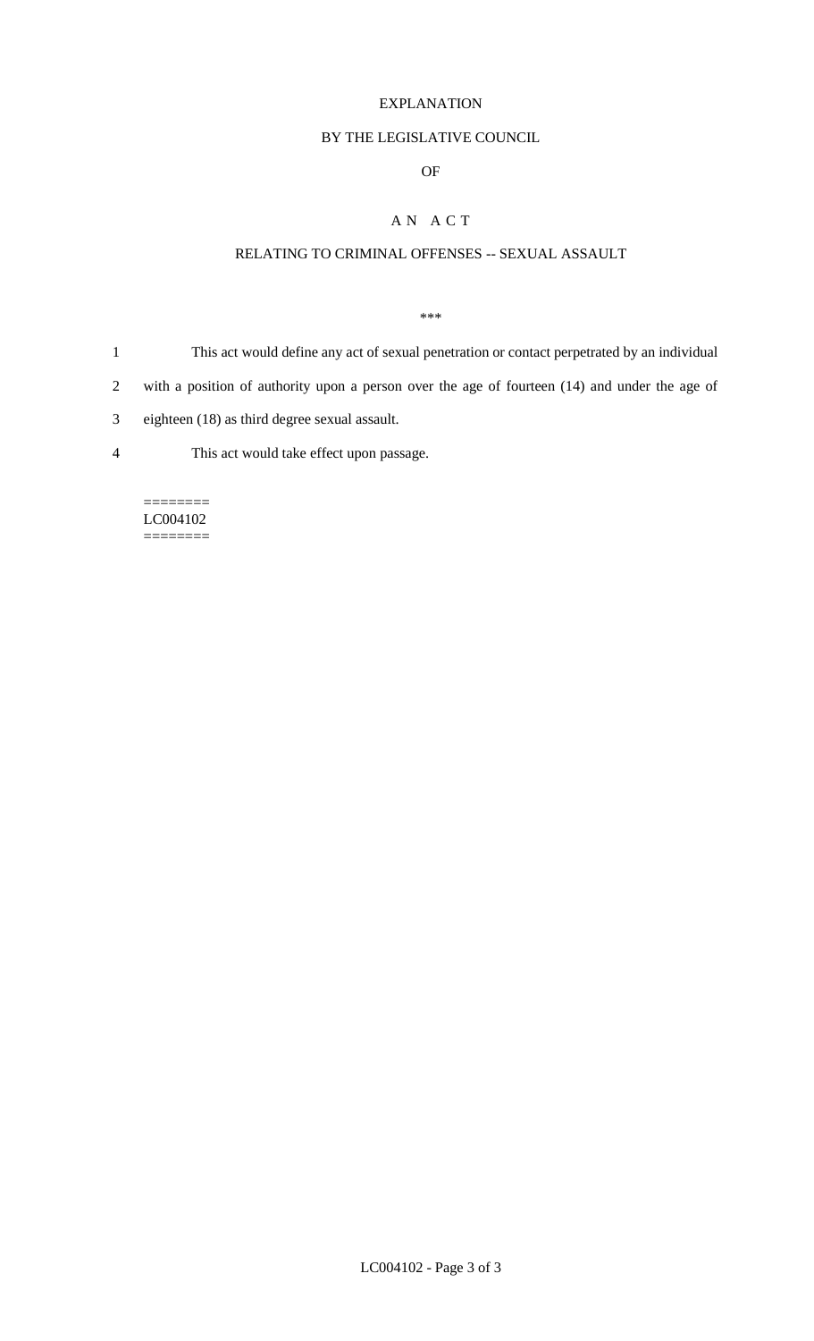EXPLANATION

BY THE LEGISLATIVE COUNCIL

OF

A N A C T

RELATING TO CRIMINAL OFFENSES -- SEXUAL ASSAULT

\*\*\*

1 This act would define any act of sexual penetration or contact perpetrated by an individual
2 with a position of authority upon a person over the age of fourteen (14) and under the age of
3 eighteen (18) as third degree sexual assault.
4 This act would take effect upon passage.

========
LC004102
========